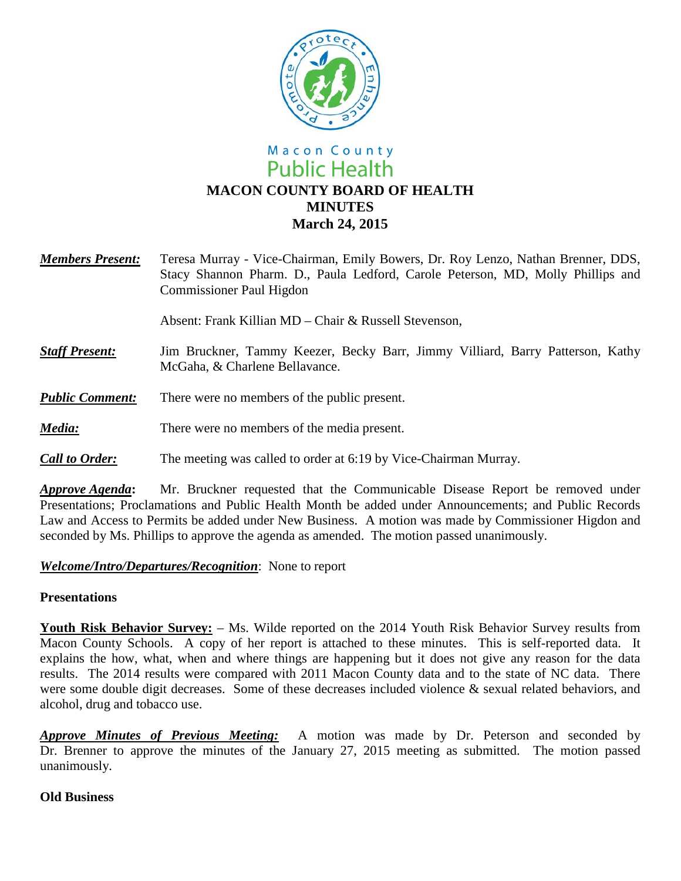Macon County
Public Health

# MACON COUNTY BOARD OF HEALTH
# MINUTES
## March 24, 2015

***Members Present:*** Teresa Murray - Vice-Chairman, Emily Bowers, Dr. Roy Lenzo, Nathan Brenner, DDS, Stacy Shannon Pharm. D., Paula Ledford, Carole Peterson, MD, Molly Phillips and Commissioner Paul Higdon

Absent: Frank Killian MD – Chair & Russell Stevenson,

***Staff Present:*** Jim Bruckner, Tammy Keezer, Becky Barr, Jimmy Villiard, Barry Patterson, Kathy McGaha, & Charlene Bellavance.

***Public Comment:*** There were no members of the public present.

***Media:*** There were no members of the media present.

***Call to Order:*** The meeting was called to order at 6:19 by Vice-Chairman Murray.

***Approve Agenda*:** Mr. Bruckner requested that the Communicable Disease Report be removed under Presentations; Proclamations and Public Health Month be added under Announcements; and Public Records Law and Access to Permits be added under New Business. A motion was made by Commissioner Higdon and seconded by Ms. Phillips to approve the agenda as amended. The motion passed unanimously.

***Welcome/Intro/Departures/Recognition***: None to report

**Presentations**

**Youth Risk Behavior Survey:** – Ms. Wilde reported on the 2014 Youth Risk Behavior Survey results from Macon County Schools. A copy of her report is attached to these minutes. This is self-reported data. It explains the how, what, when and where things are happening but it does not give any reason for the data results. The 2014 results were compared with 2011 Macon County data and to the state of NC data. There were some double digit decreases. Some of these decreases included violence & sexual related behaviors, and alcohol, drug and tobacco use.

***Approve Minutes of Previous Meeting:*** A motion was made by Dr. Peterson and seconded by Dr. Brenner to approve the minutes of the January 27, 2015 meeting as submitted. The motion passed unanimously.

**Old Business**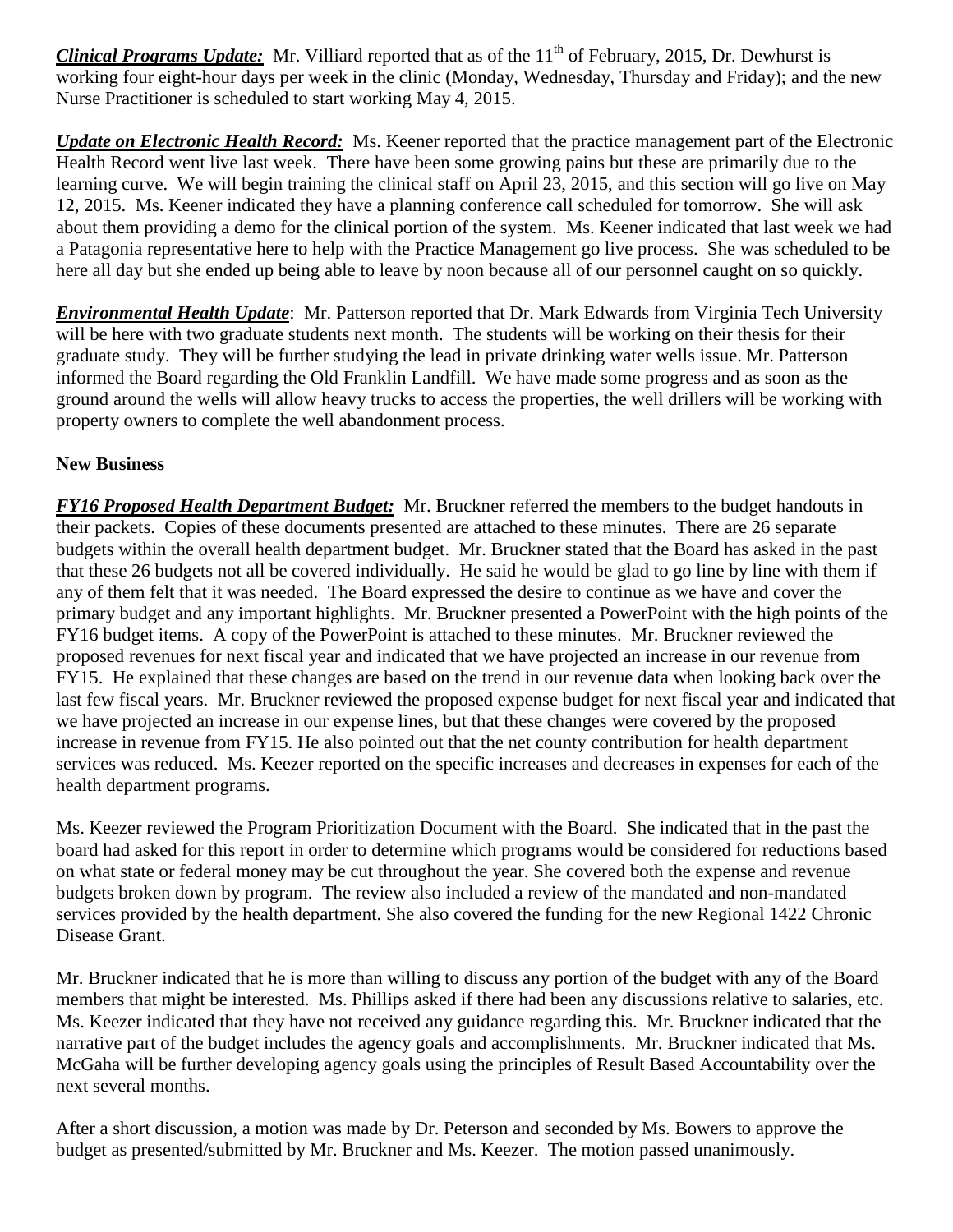***Clinical Programs Update:*** Mr. Villiard reported that as of the 11th of February, 2015, Dr. Dewhurst is working four eight-hour days per week in the clinic (Monday, Wednesday, Thursday and Friday); and the new Nurse Practitioner is scheduled to start working May 4, 2015.

***Update on Electronic Health Record:*** Ms. Keener reported that the practice management part of the Electronic Health Record went live last week. There have been some growing pains but these are primarily due to the learning curve. We will begin training the clinical staff on April 23, 2015, and this section will go live on May 12, 2015. Ms. Keener indicated they have a planning conference call scheduled for tomorrow. She will ask about them providing a demo for the clinical portion of the system. Ms. Keener indicated that last week we had a Patagonia representative here to help with the Practice Management go live process. She was scheduled to be here all day but she ended up being able to leave by noon because all of our personnel caught on so quickly.

***Environmental Health Update***: Mr. Patterson reported that Dr. Mark Edwards from Virginia Tech University will be here with two graduate students next month. The students will be working on their thesis for their graduate study. They will be further studying the lead in private drinking water wells issue. Mr. Patterson informed the Board regarding the Old Franklin Landfill. We have made some progress and as soon as the ground around the wells will allow heavy trucks to access the properties, the well drillers will be working with property owners to complete the well abandonment process.

**New Business**

***FY16 Proposed Health Department Budget:*** Mr. Bruckner referred the members to the budget handouts in their packets. Copies of these documents presented are attached to these minutes. There are 26 separate budgets within the overall health department budget. Mr. Bruckner stated that the Board has asked in the past that these 26 budgets not all be covered individually. He said he would be glad to go line by line with them if any of them felt that it was needed. The Board expressed the desire to continue as we have and cover the primary budget and any important highlights. Mr. Bruckner presented a PowerPoint with the high points of the FY16 budget items. A copy of the PowerPoint is attached to these minutes. Mr. Bruckner reviewed the proposed revenues for next fiscal year and indicated that we have projected an increase in our revenue from FY15. He explained that these changes are based on the trend in our revenue data when looking back over the last few fiscal years. Mr. Bruckner reviewed the proposed expense budget for next fiscal year and indicated that we have projected an increase in our expense lines, but that these changes were covered by the proposed increase in revenue from FY15. He also pointed out that the net county contribution for health department services was reduced. Ms. Keezer reported on the specific increases and decreases in expenses for each of the health department programs.

Ms. Keezer reviewed the Program Prioritization Document with the Board. She indicated that in the past the board had asked for this report in order to determine which programs would be considered for reductions based on what state or federal money may be cut throughout the year. She covered both the expense and revenue budgets broken down by program. The review also included a review of the mandated and non-mandated services provided by the health department. She also covered the funding for the new Regional 1422 Chronic Disease Grant.

Mr. Bruckner indicated that he is more than willing to discuss any portion of the budget with any of the Board members that might be interested. Ms. Phillips asked if there had been any discussions relative to salaries, etc. Ms. Keezer indicated that they have not received any guidance regarding this. Mr. Bruckner indicated that the narrative part of the budget includes the agency goals and accomplishments. Mr. Bruckner indicated that Ms. McGaha will be further developing agency goals using the principles of Result Based Accountability over the next several months.

After a short discussion, a motion was made by Dr. Peterson and seconded by Ms. Bowers to approve the budget as presented/submitted by Mr. Bruckner and Ms. Keezer. The motion passed unanimously.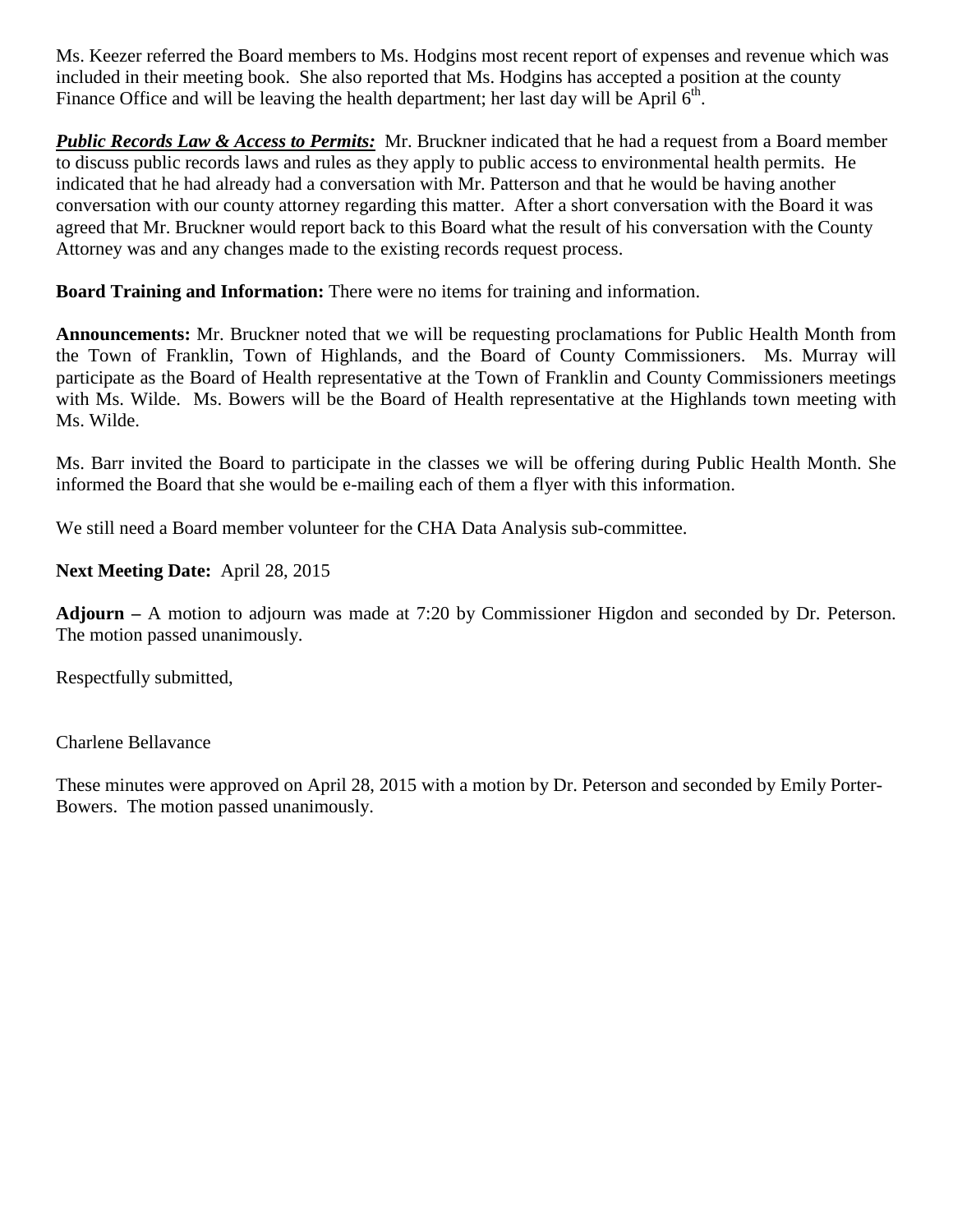Ms. Keezer referred the Board members to Ms. Hodgins most recent report of expenses and revenue which was included in their meeting book. She also reported that Ms. Hodgins has accepted a position at the county Finance Office and will be leaving the health department; her last day will be April 6th.

***Public Records Law & Access to Permits:*** Mr. Bruckner indicated that he had a request from a Board member to discuss public records laws and rules as they apply to public access to environmental health permits. He indicated that he had already had a conversation with Mr. Patterson and that he would be having another conversation with our county attorney regarding this matter. After a short conversation with the Board it was agreed that Mr. Bruckner would report back to this Board what the result of his conversation with the County Attorney was and any changes made to the existing records request process.

**Board Training and Information:** There were no items for training and information.

**Announcements:** Mr. Bruckner noted that we will be requesting proclamations for Public Health Month from the Town of Franklin, Town of Highlands, and the Board of County Commissioners. Ms. Murray will participate as the Board of Health representative at the Town of Franklin and County Commissioners meetings with Ms. Wilde. Ms. Bowers will be the Board of Health representative at the Highlands town meeting with Ms. Wilde.

Ms. Barr invited the Board to participate in the classes we will be offering during Public Health Month. She informed the Board that she would be e-mailing each of them a flyer with this information.

We still need a Board member volunteer for the CHA Data Analysis sub-committee.

**Next Meeting Date:** April 28, 2015

**Adjourn –** A motion to adjourn was made at 7:20 by Commissioner Higdon and seconded by Dr. Peterson. The motion passed unanimously.

Respectfully submitted,

Charlene Bellavance

These minutes were approved on April 28, 2015 with a motion by Dr. Peterson and seconded by Emily Porter-Bowers. The motion passed unanimously.